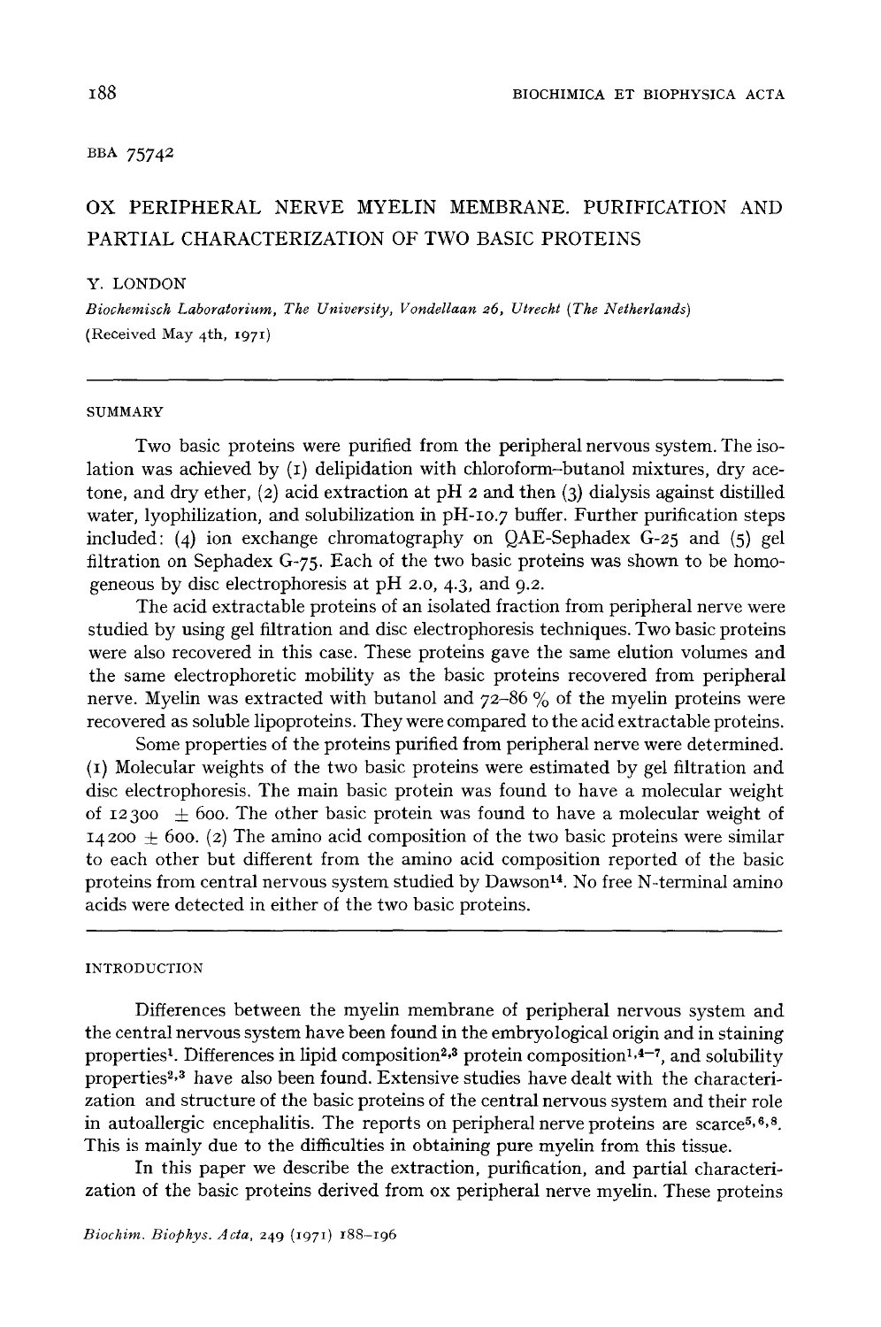BBA 75742

# OX PERIPHERAL NERVE MYELIN MEMBRANE. PURIFICATION AND PARTIAL CHARACTERIZATION OF TWO BASIC PROTEINS

Y. LONDON

*Biochemisch Laboratorium, The University, Vondellaan 26, Utrecht (The Netherlands)*

(Received May 4th, 1971)

## SUMMARY

Two basic proteins were purified from the peripheral nervous system. The isolation was achieved by (1) delipidation with chloroform–butanol mixtures, dry acetone, and dry ether, (2) acid extraction at pH 2 and then (3) dialysis against distilled water, lyophilization, and solubilization in pH-10.7 buffer. Further purification steps included: (4) ion exchange chromatography on QAE-Sephadex G-25 and (5) gel filtration on Sephadex G-75. Each of the two basic proteins was shown to be homogeneous by disc electrophoresis at pH 2.0, 4.3, and 9.2.

The acid extractable proteins of an isolated fraction from peripheral nerve were studied by using gel filtration and disc electrophoresis techniques. Two basic proteins were also recovered in this case. These proteins gave the same elution volumes and the same electrophoretic mobility as the basic proteins recovered from peripheral nerve. Myelin was extracted with butanol and 72–86 % of the myelin proteins were recovered as soluble lipoproteins. They were compared to the acid extractable proteins.

Some properties of the proteins purified from peripheral nerve were determined. (1) Molecular weights of the two basic proteins were estimated by gel filtration and disc electrophoresis. The main basic protein was found to have a molecular weight of 12300 $\pm$ 600. The other basic protein was found to have a molecular weight of 14200 $\pm$ 600. (2) The amino acid composition of the two basic proteins were similar to each other but different from the amino acid composition reported of the basic proteins from central nervous system studied by Dawson[14]. No free N-terminal amino acids were detected in either of the two basic proteins.

## INTRODUCTION

Differences between the myelin membrane of peripheral nervous system and the central nervous system have been found in the embryological origin and in staining properties[1]. Differences in lipid composition[2,3] protein composition[1,4–7], and solubility properties[2,3] have also been found. Extensive studies have dealt with the characterization and structure of the basic proteins of the central nervous system and their role in autoallergic encephalitis. The reports on peripheral nerve proteins are scarce[5,6,8]. This is mainly due to the difficulties in obtaining pure myelin from this tissue.

In this paper we describe the extraction, purification, and partial characterization of the basic proteins derived from ox peripheral nerve myelin. These proteins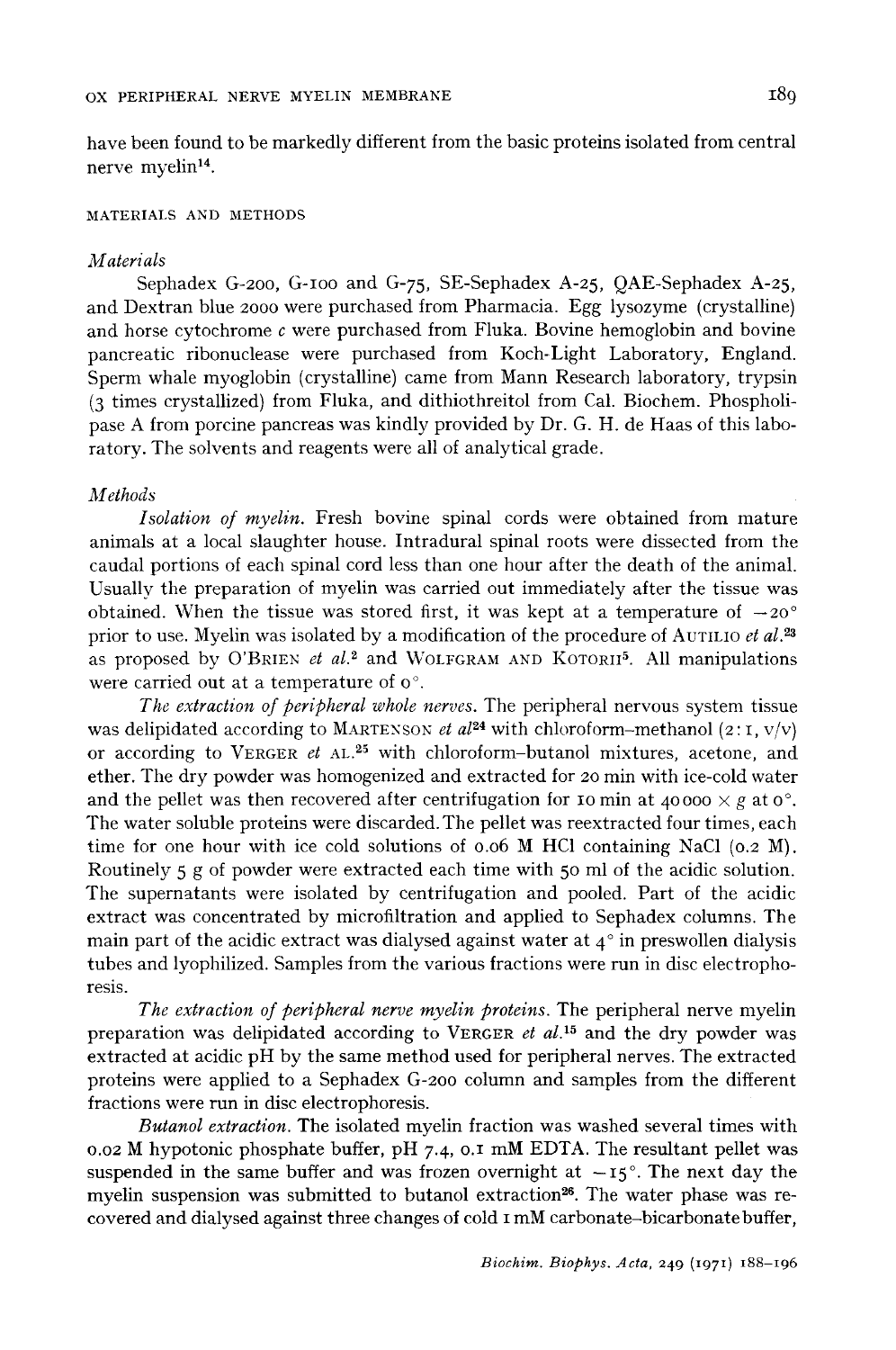have been found to be markedly different from the basic proteins isolated from central nerve myelin[14].

## MATERIALS AND METHODS

### *Materials*

Sephadex G-200, G-100 and G-75, SE-Sephadex A-25, QAE-Sephadex A-25, and Dextran blue 2000 were purchased from Pharmacia. Egg lysozyme (crystalline) and horse cytochrome *c* were purchased from Fluka. Bovine hemoglobin and bovine pancreatic ribonuclease were purchased from Koch-Light Laboratory, England. Sperm whale myoglobin (crystalline) came from Mann Research laboratory, trypsin (3 times crystallized) from Fluka, and dithiothreitol from Cal. Biochem. Phospholipase A from porcine pancreas was kindly provided by Dr. G. H. de Haas of this laboratory. The solvents and reagents were all of analytical grade.

### *Methods*

*Isolation of myelin.* Fresh bovine spinal cords were obtained from mature animals at a local slaughter house. Intradural spinal roots were dissected from the caudal portions of each spinal cord less than one hour after the death of the animal. Usually the preparation of myelin was carried out immediately after the tissue was obtained. When the tissue was stored first, it was kept at a temperature of $-20°$ prior to use. Myelin was isolated by a modification of the procedure of AUTILIO *et al.*[23] as proposed by O'BRIEN *et al.*[2] and WOLFGRAM AND KOTORII[5]. All manipulations were carried out at a temperature of $0°$.

*The extraction of peripheral whole nerves.* The peripheral nervous system tissue was delipidated according to MARTENSON *et al*[24] with chloroform–methanol (2:1, v/v) or according to VERGER *et* AL.[25] with chloroform–butanol mixtures, acetone, and ether. The dry powder was homogenized and extracted for 20 min with ice-cold water and the pellet was then recovered after centrifugation for 10 min at $40000 \times g$ at $0°$. The water soluble proteins were discarded. The pellet was reextracted four times, each time for one hour with ice cold solutions of 0.06 M HCl containing NaCl (0.2 M). Routinely 5 g of powder were extracted each time with 50 ml of the acidic solution. The supernatants were isolated by centrifugation and pooled. Part of the acidic extract was concentrated by microfiltration and applied to Sephadex columns. The main part of the acidic extract was dialysed against water at $4°$ in preswollen dialysis tubes and lyophilized. Samples from the various fractions were run in disc electrophoresis.

*The extraction of peripheral nerve myelin proteins.* The peripheral nerve myelin preparation was delipidated according to VERGER *et al.*[15] and the dry powder was extracted at acidic pH by the same method used for peripheral nerves. The extracted proteins were applied to a Sephadex G-200 column and samples from the different fractions were run in disc electrophoresis.

*Butanol extraction.* The isolated myelin fraction was washed several times with 0.02 M hypotonic phosphate buffer, pH 7.4, 0.1 mM EDTA. The resultant pellet was suspended in the same buffer and was frozen overnight at $-15°$. The next day the myelin suspension was submitted to butanol extraction[26]. The water phase was recovered and dialysed against three changes of cold 1 mM carbonate–bicarbonate buffer,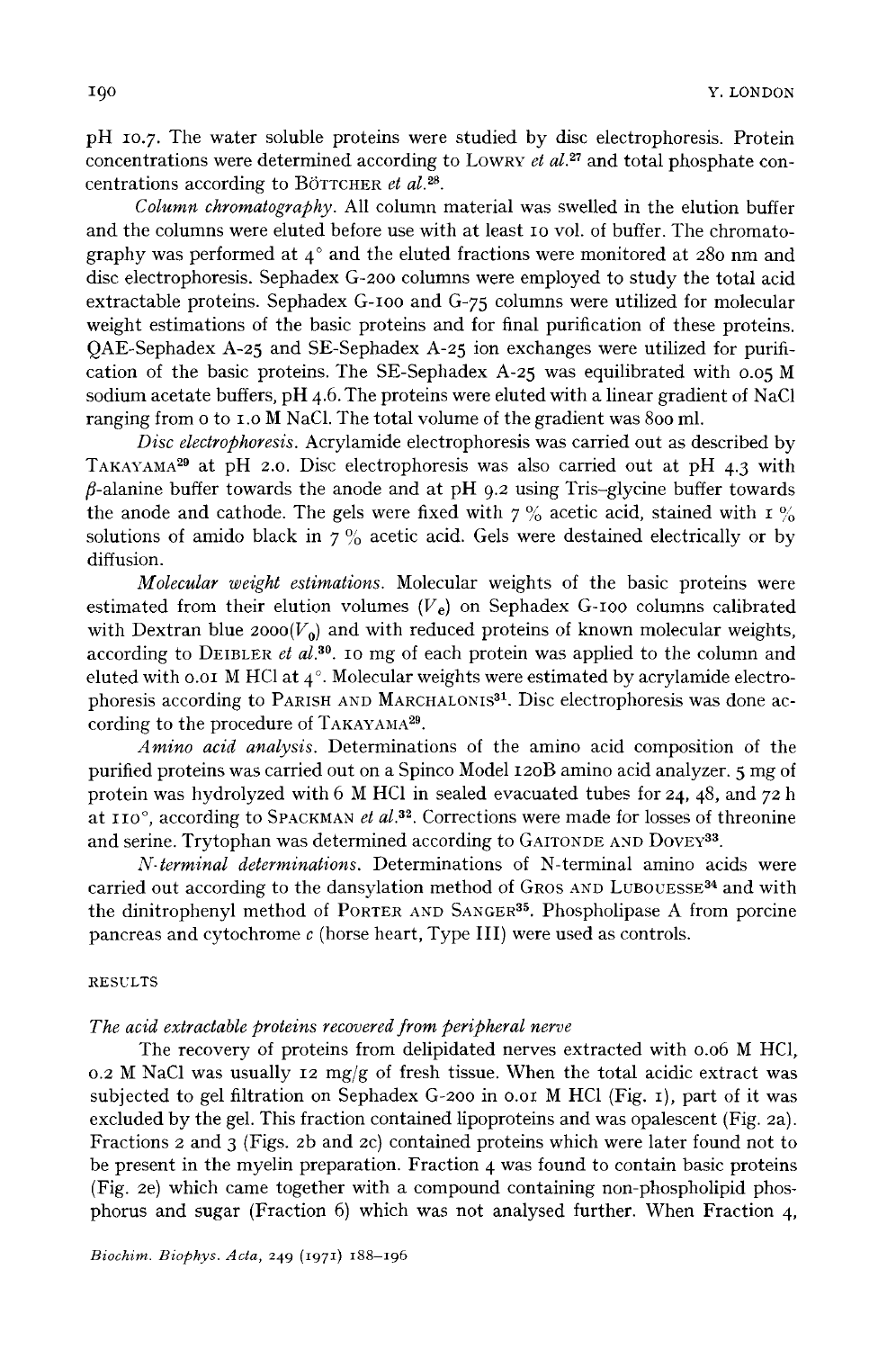pH 10.7. The water soluble proteins were studied by disc electrophoresis. Protein concentrations were determined according to LOWRY *et al.*[27] and total phosphate concentrations according to BÖTTCHER *et al.*[28].

*Column chromatography.* All column material was swelled in the elution buffer and the columns were eluted before use with at least 10 vol. of buffer. The chromatography was performed at 4° and the eluted fractions were monitored at 280 nm and disc electrophoresis. Sephadex G-200 columns were employed to study the total acid extractable proteins. Sephadex G-100 and G-75 columns were utilized for molecular weight estimations of the basic proteins and for final purification of these proteins. QAE-Sephadex A-25 and SE-Sephadex A-25 ion exchanges were utilized for purification of the basic proteins. The SE-Sephadex A-25 was equilibrated with 0.05 M sodium acetate buffers, pH 4.6. The proteins were eluted with a linear gradient of NaCl ranging from 0 to 1.0 M NaCl. The total volume of the gradient was 800 ml.

*Disc electrophoresis.* Acrylamide electrophoresis was carried out as described by TAKAYAMA[29] at pH 2.0. Disc electrophoresis was also carried out at pH 4.3 with $\beta$-alanine buffer towards the anode and at pH 9.2 using Tris–glycine buffer towards the anode and cathode. The gels were fixed with 7 % acetic acid, stained with 1 % solutions of amido black in 7 % acetic acid. Gels were destained electrically or by diffusion.

*Molecular weight estimations.* Molecular weights of the basic proteins were estimated from their elution volumes ($V_e$) on Sephadex G-100 columns calibrated with Dextran blue 2000($V_0$) and with reduced proteins of known molecular weights, according to DEIBLER *et al.*[30]. 10 mg of each protein was applied to the column and eluted with 0.01 M HCl at 4°. Molecular weights were estimated by acrylamide electrophoresis according to PARISH AND MARCHALONIS[31]. Disc electrophoresis was done according to the procedure of TAKAYAMA[29].

*Amino acid analysis.* Determinations of the amino acid composition of the purified proteins was carried out on a Spinco Model 120B amino acid analyzer. 5 mg of protein was hydrolyzed with 6 M HCl in sealed evacuated tubes for 24, 48, and 72 h at 110°, according to SPACKMAN *et al.*[32]. Corrections were made for losses of threonine and serine. Trytophan was determined according to GAITONDE AND DOVEY[33].

*N-terminal determinations.* Determinations of N-terminal amino acids were carried out according to the dansylation method of GROS AND LUBOUESSE[34] and with the dinitrophenyl method of PORTER AND SANGER[35]. Phospholipase A from porcine pancreas and cytochrome *c* (horse heart, Type III) were used as controls.

## RESULTS

### *The acid extractable proteins recovered from peripheral nerve*

The recovery of proteins from delipidated nerves extracted with 0.06 M HCl, 0.2 M NaCl was usually 12 mg/g of fresh tissue. When the total acidic extract was subjected to gel filtration on Sephadex G-200 in 0.01 M HCl (Fig. 1), part of it was excluded by the gel. This fraction contained lipoproteins and was opalescent (Fig. 2a). Fractions 2 and 3 (Figs. 2b and 2c) contained proteins which were later found not to be present in the myelin preparation. Fraction 4 was found to contain basic proteins (Fig. 2e) which came together with a compound containing non-phospholipid phosphorus and sugar (Fraction 6) which was not analysed further. When Fraction 4,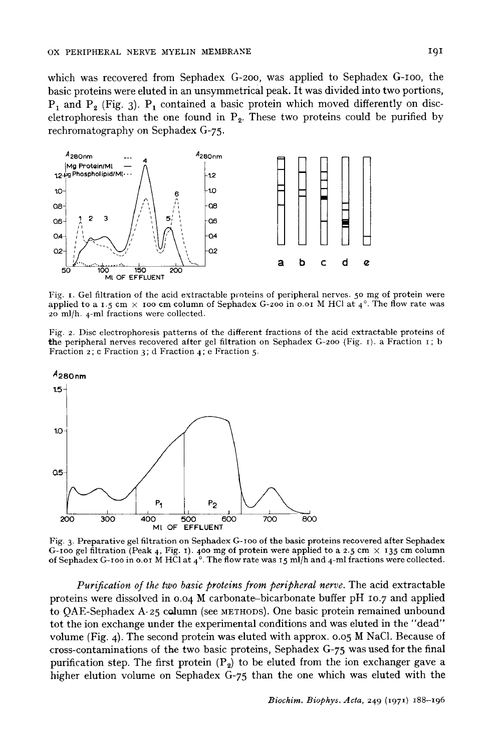which was recovered from Sephadex G-200, was applied to Sephadex G-100, the basic proteins were eluted in an unsymmetrical peak. It was divided into two portions, $P_1$ and $P_2$ (Fig. 3). $P_1$ contained a basic protein which moved differently on disc-eletrophoresis than the one found in $P_2$. These two proteins could be purified by rechromatography on Sephadex G-75.

Fig. 1. Gel filtration of the acid extractable proteins of peripheral nerves. 50 mg of protein were applied to a 1.5 cm × 100 cm column of Sephadex G-200 in 0.01 M HCl at 4°. The flow rate was 20 ml/h. 4-ml fractions were collected.

Fig. 2. Disc electrophoresis patterns of the different fractions of the acid extractable proteins of the peripheral nerves recovered after gel filtration on Sephadex G-200 (Fig. 1). a Fraction 1; b Fraction 2; c Fraction 3; d Fraction 4; e Fraction 5.

Fig. 3. Preparative gel filtration on Sephadex G-100 of the basic proteins recovered after Sephadex G-100 gel filtration (Peak 4, Fig. 1). 400 mg of protein were applied to a 2.5 cm × 135 cm column of Sephadex G-100 in 0.01 M HCl at 4°. The flow rate was 15 ml/h and 4-ml fractions were collected.

*Purification of the two basic proteins from peripheral nerve.* The acid extractable proteins were dissolved in 0.04 M carbonate–bicarbonate buffer pH 10.7 and applied to QAE-Sephadex A-25 column (see METHODS). One basic protein remained unbound tot the ion exchange under the experimental conditions and was eluted in the "dead" volume (Fig. 4). The second protein was eluted with approx. 0.05 M NaCl. Because of cross-contaminations of the two basic proteins, Sephadex G-75 was used for the final purification step. The first protein ($P_2$) to be eluted from the ion exchanger gave a higher elution volume on Sephadex G-75 than the one which was eluted with the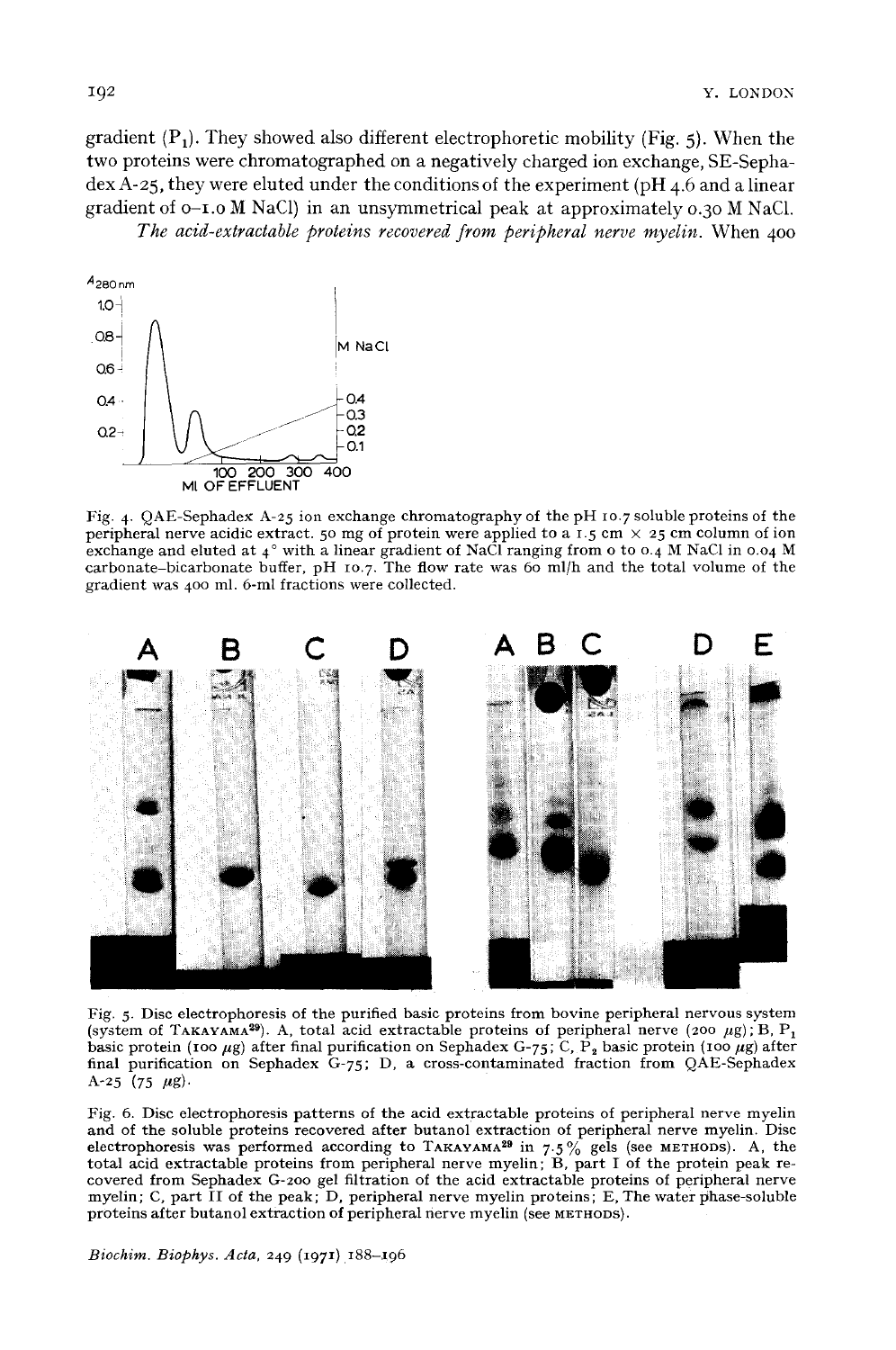gradient ($P_1$). They showed also different electrophoretic mobility (Fig. 5). When the two proteins were chromatographed on a negatively charged ion exchange, SE-Sephadex A-25, they were eluted under the conditions of the experiment (pH 4.6 and a linear gradient of 0–1.0 M NaCl) in an unsymmetrical peak at approximately 0.30 M NaCl.

*The acid-extractable proteins recovered from peripheral nerve myelin.* When 400

Fig. 4. QAE-Sephadex A-25 ion exchange chromatography of the pH 10.7 soluble proteins of the peripheral nerve acidic extract. 50 mg of protein were applied to a 1.5 cm × 25 cm column of ion exchange and eluted at 4° with a linear gradient of NaCl ranging from 0 to 0.4 M NaCl in 0.04 M carbonate–bicarbonate buffer, pH 10.7. The flow rate was 60 ml/h and the total volume of the gradient was 400 ml. 6-ml fractions were collected.

Fig. 5. Disc electrophoresis of the purified basic proteins from bovine peripheral nervous system (system of TAKAYAMA[29]). A, total acid extractable proteins of peripheral nerve (200 µg); B, $P_1$ basic protein (100 µg) after final purification on Sephadex G-75; C, $P_2$ basic protein (100 µg) after final purification on Sephadex G-75; D, a cross-contaminated fraction from QAE-Sephadex A-25 (75 µg).

Fig. 6. Disc electrophoresis patterns of the acid extractable proteins of peripheral nerve myelin and of the soluble proteins recovered after butanol extraction of peripheral nerve myelin. Disc electrophoresis was performed according to TAKAYAMA[29] in 7.5% gels (see METHODS). A, the total acid extractable proteins from peripheral nerve myelin; B, part I of the protein peak recovered from Sephadex G-200 gel filtration of the acid extractable proteins of peripheral nerve myelin; C, part II of the peak; D, peripheral nerve myelin proteins; E, The water phase-soluble proteins after butanol extraction of peripheral nerve myelin (see METHODS).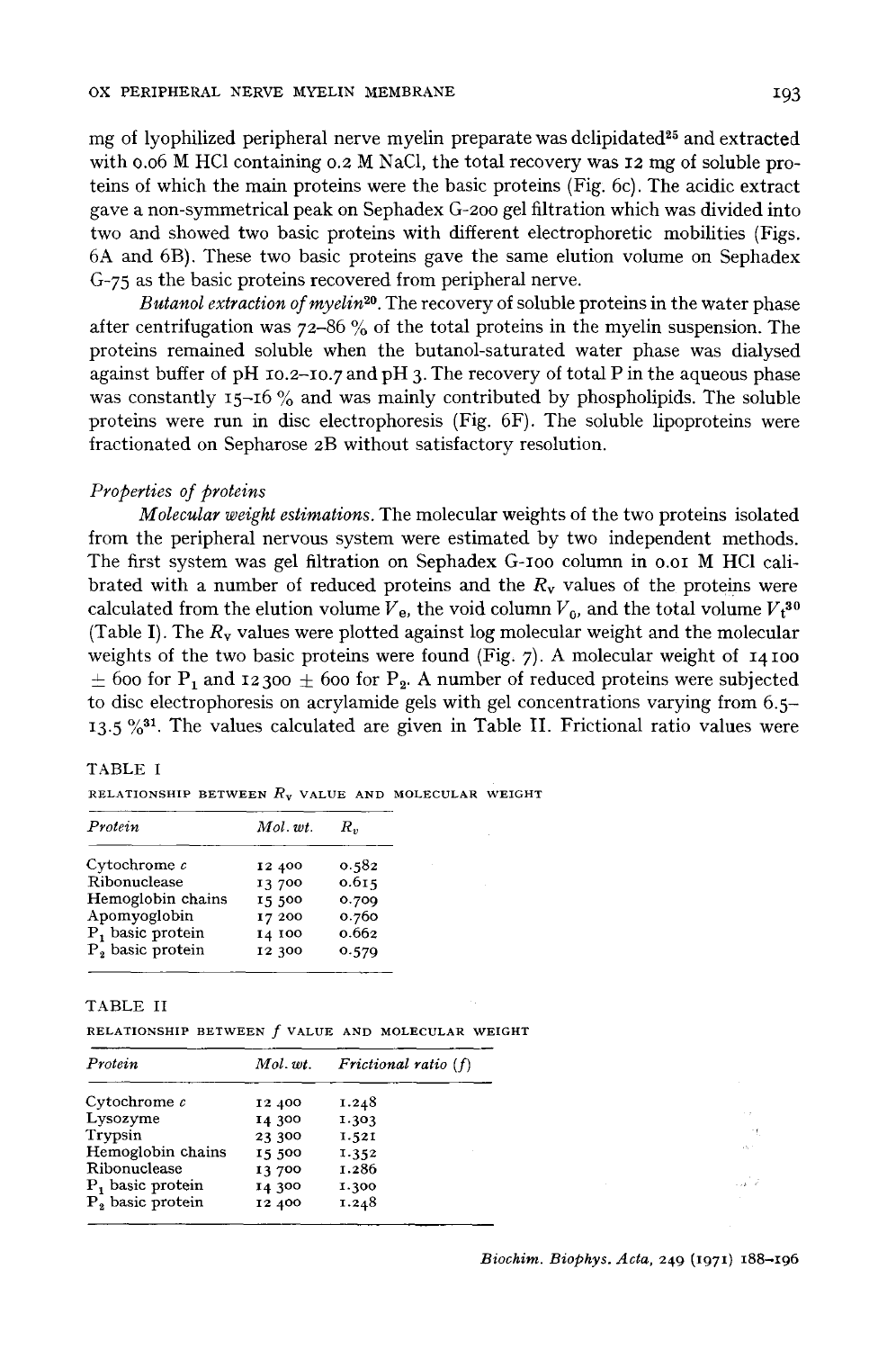mg of lyophilized peripheral nerve myelin preparate was delipidated[25] and extracted with 0.06 M HCl containing 0.2 M NaCl, the total recovery was 12 mg of soluble proteins of which the main proteins were the basic proteins (Fig. 6c). The acidic extract gave a non-symmetrical peak on Sephadex G-200 gel filtration which was divided into two and showed two basic proteins with different electrophoretic mobilities (Figs. 6A and 6B). These two basic proteins gave the same elution volume on Sephadex G-75 as the basic proteins recovered from peripheral nerve.

*Butanol extraction of myelin*[20]. The recovery of soluble proteins in the water phase after centrifugation was 72–86 % of the total proteins in the myelin suspension. The proteins remained soluble when the butanol-saturated water phase was dialysed against buffer of pH 10.2–10.7 and pH 3. The recovery of total P in the aqueous phase was constantly 15–16 % and was mainly contributed by phospholipids. The soluble proteins were run in disc electrophoresis (Fig. 6F). The soluble lipoproteins were fractionated on Sepharose 2B without satisfactory resolution.

### *Properties of proteins*

*Molecular weight estimations.* The molecular weights of the two proteins isolated from the peripheral nervous system were estimated by two independent methods. The first system was gel filtration on Sephadex G-100 column in 0.01 M HCl calibrated with a number of reduced proteins and the $R_v$ values of the proteins were calculated from the elution volume $V_e$, the void column $V_0$, and the total volume $V_t$[30] (Table I). The $R_v$ values were plotted against log molecular weight and the molecular weights of the two basic proteins were found (Fig. 7). A molecular weight of 14100 ± 600 for $P_1$ and 12300 ± 600 for $P_2$. A number of reduced proteins were subjected to disc electrophoresis on acrylamide gels with gel concentrations varying from 6.5–13.5 %[31]. The values calculated are given in Table II. Frictional ratio values were

TABLE I

RELATIONSHIP BETWEEN $R_v$ VALUE AND MOLECULAR WEIGHT

| *Protein* | *Mol. wt.* | $R_v$ |
|---|---|---|
| Cytochrome *c* | 12 400 | 0.582 |
| Ribonuclease | 13 700 | 0.615 |
| Hemoglobin chains | 15 500 | 0.709 |
| Apomyoglobin | 17 200 | 0.760 |
| $P_1$ basic protein | 14 100 | 0.662 |
| $P_2$ basic protein | 12 300 | 0.579 |

TABLE II

RELATIONSHIP BETWEEN $f$ VALUE AND MOLECULAR WEIGHT

| *Protein* | *Mol. wt.* | *Frictional ratio* ($f$) |
|---|---|---|
| Cytochrome *c* | 12 400 | 1.248 |
| Lysozyme | 14 300 | 1.303 |
| Trypsin | 23 300 | 1.521 |
| Hemoglobin chains | 15 500 | 1.352 |
| Ribonuclease | 13 700 | 1.286 |
| $P_1$ basic protein | 14 300 | 1.300 |
| $P_2$ basic protein | 12 400 | 1.248 |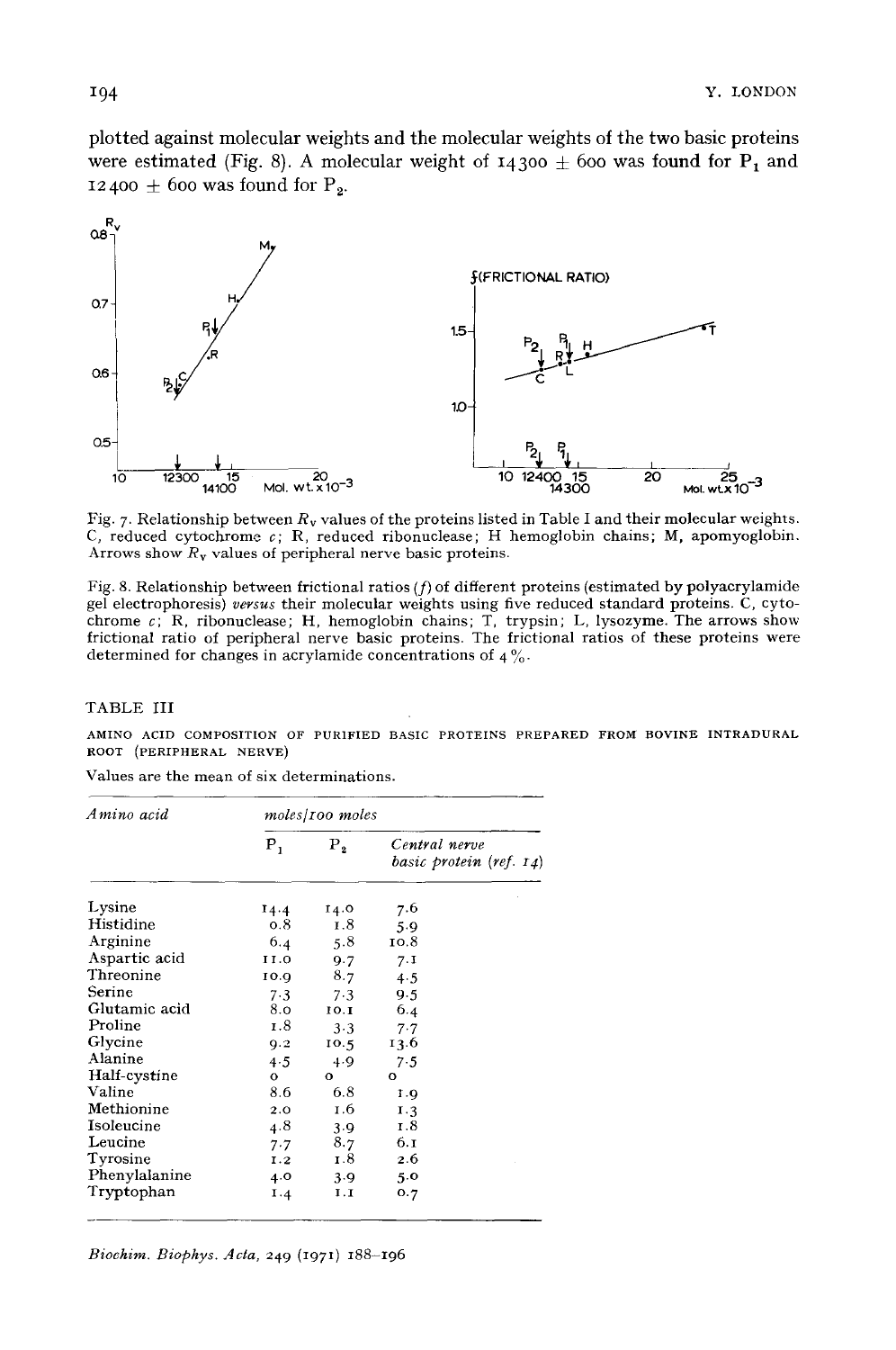plotted against molecular weights and the molecular weights of the two basic proteins were estimated (Fig. 8). A molecular weight of 14300 ± 600 was found for $P_1$ and 12400 ± 600 was found for $P_2$.

Fig. 7. Relationship between $R_v$ values of the proteins listed in Table I and their molecular weights. C, reduced cytochrome *c*; R, reduced ribonuclease; H hemoglobin chains; M, apomyoglobin. Arrows show $R_v$ values of peripheral nerve basic proteins.

Fig. 8. Relationship between frictional ratios (*f*) of different proteins (estimated by polyacrylamide gel electrophoresis) *versus* their molecular weights using five reduced standard proteins. C, cytochrome *c*; R, ribonuclease; H, hemoglobin chains; T, trypsin; L, lysozyme. The arrows show frictional ratio of peripheral nerve basic proteins. The frictional ratios of these proteins were determined for changes in acrylamide concentrations of 4 %.

TABLE III

AMINO ACID COMPOSITION OF PURIFIED BASIC PROTEINS PREPARED FROM BOVINE INTRADURAL ROOT (PERIPHERAL NERVE)

Values are the mean of six determinations.

| *Amino acid* | *moles/100 moles* | | |
|---|---|---|---|
| | $P_1$ | $P_2$ | *Central nerve basic protein (ref. 14)* |
| Lysine | 14.4 | 14.0 | 7.6 |
| Histidine | 0.8 | 1.8 | 5.9 |
| Arginine | 6.4 | 5.8 | 10.8 |
| Aspartic acid | 11.0 | 9.7 | 7.1 |
| Threonine | 10.9 | 8.7 | 4.5 |
| Serine | 7.3 | 7.3 | 9.5 |
| Glutamic acid | 8.0 | 10.1 | 6.4 |
| Proline | 1.8 | 3.3 | 7.7 |
| Glycine | 9.2 | 10.5 | 13.6 |
| Alanine | 4.5 | 4.9 | 7.5 |
| Half-cystine | 0 | 0 | 0 |
| Valine | 8.6 | 6.8 | 1.9 |
| Methionine | 2.0 | 1.6 | 1.3 |
| Isoleucine | 4.8 | 3.9 | 1.8 |
| Leucine | 7.7 | 8.7 | 6.1 |
| Tyrosine | 1.2 | 1.8 | 2.6 |
| Phenylalanine | 4.0 | 3.9 | 5.0 |
| Tryptophan | 1.4 | 1.1 | 0.7 |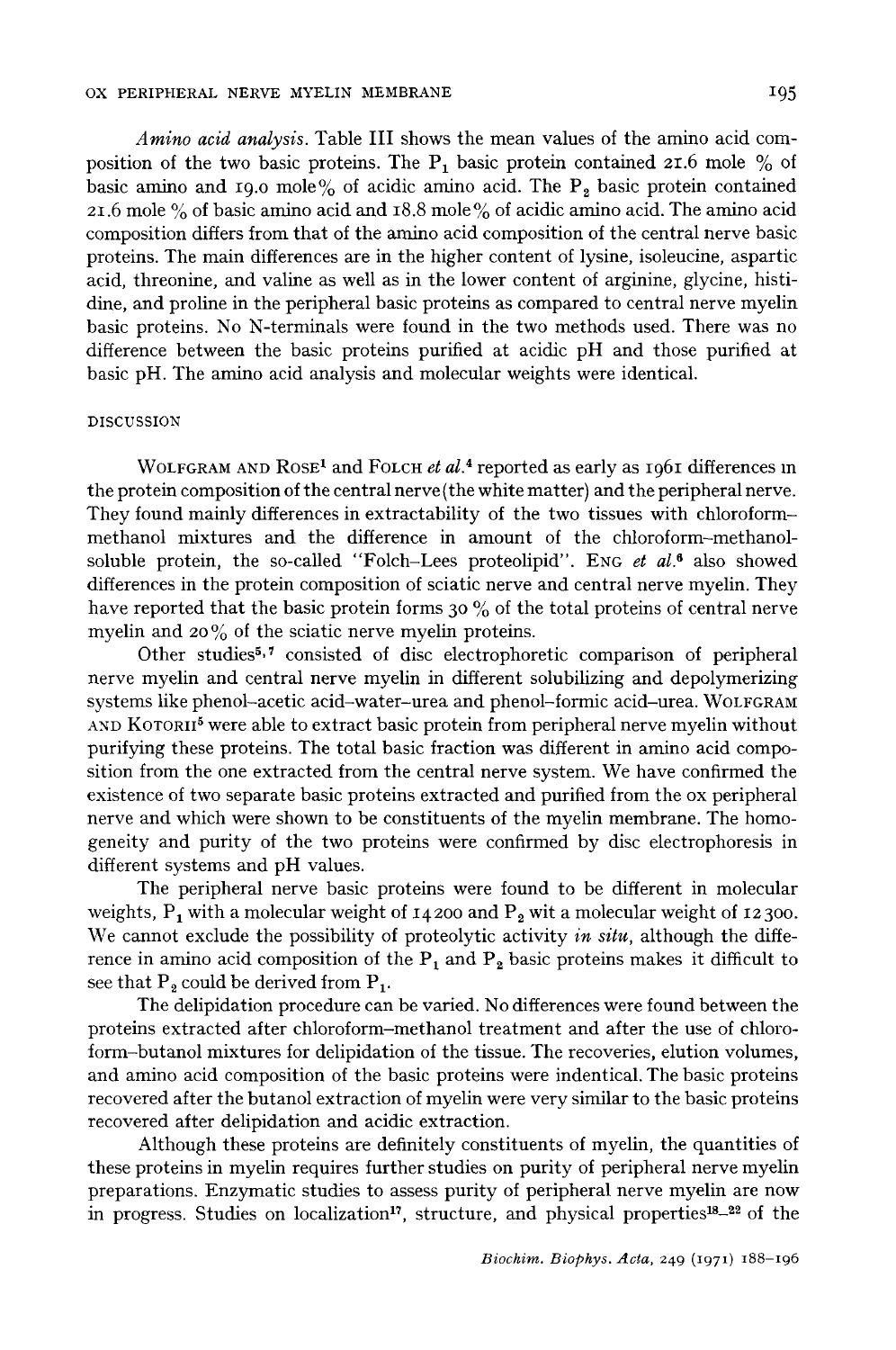*Amino acid analysis.* Table III shows the mean values of the amino acid composition of the two basic proteins. The $P_1$ basic protein contained 21.6 mole % of basic amino and 19.0 mole% of acidic amino acid. The $P_2$ basic protein contained 21.6 mole % of basic amino acid and 18.8 mole% of acidic amino acid. The amino acid composition differs from that of the amino acid composition of the central nerve basic proteins. The main differences are in the higher content of lysine, isoleucine, aspartic acid, threonine, and valine as well as in the lower content of arginine, glycine, histidine, and proline in the peripheral basic proteins as compared to central nerve myelin basic proteins. No N-terminals were found in the two methods used. There was no difference between the basic proteins purified at acidic pH and those purified at basic pH. The amino acid analysis and molecular weights were identical.

## DISCUSSION

WOLFGRAM AND ROSE[1] and FOLCH *et al.*[4] reported as early as 1961 differences in the protein composition of the central nerve (the white matter) and the peripheral nerve. They found mainly differences in extractability of the two tissues with chloroform–methanol mixtures and the difference in amount of the chloroform–methanol-soluble protein, the so-called "Folch–Lees proteolipid". ENG *et al.*[6] also showed differences in the protein composition of sciatic nerve and central nerve myelin. They have reported that the basic protein forms 30 % of the total proteins of central nerve myelin and 20% of the sciatic nerve myelin proteins.

Other studies[5,7] consisted of disc electrophoretic comparison of peripheral nerve myelin and central nerve myelin in different solubilizing and depolymerizing systems like phenol–acetic acid–water–urea and phenol–formic acid–urea. WOLFGRAM AND KOTORII[5] were able to extract basic protein from peripheral nerve myelin without purifying these proteins. The total basic fraction was different in amino acid composition from the one extracted from the central nerve system. We have confirmed the existence of two separate basic proteins extracted and purified from the ox peripheral nerve and which were shown to be constituents of the myelin membrane. The homogeneity and purity of the two proteins were confirmed by disc electrophoresis in different systems and pH values.

The peripheral nerve basic proteins were found to be different in molecular weights, $P_1$ with a molecular weight of 14200 and $P_2$ wit a molecular weight of 12300. We cannot exclude the possibility of proteolytic activity *in situ*, although the difference in amino acid composition of the $P_1$ and $P_2$ basic proteins makes it difficult to see that $P_2$ could be derived from $P_1$.

The delipidation procedure can be varied. No differences were found between the proteins extracted after chloroform–methanol treatment and after the use of chloroform–butanol mixtures for delipidation of the tissue. The recoveries, elution volumes, and amino acid composition of the basic proteins were indentical. The basic proteins recovered after the butanol extraction of myelin were very similar to the basic proteins recovered after delipidation and acidic extraction.

Although these proteins are definitely constituents of myelin, the quantities of these proteins in myelin requires further studies on purity of peripheral nerve myelin preparations. Enzymatic studies to assess purity of peripheral nerve myelin are now in progress. Studies on localization[17], structure, and physical properties[18–22] of the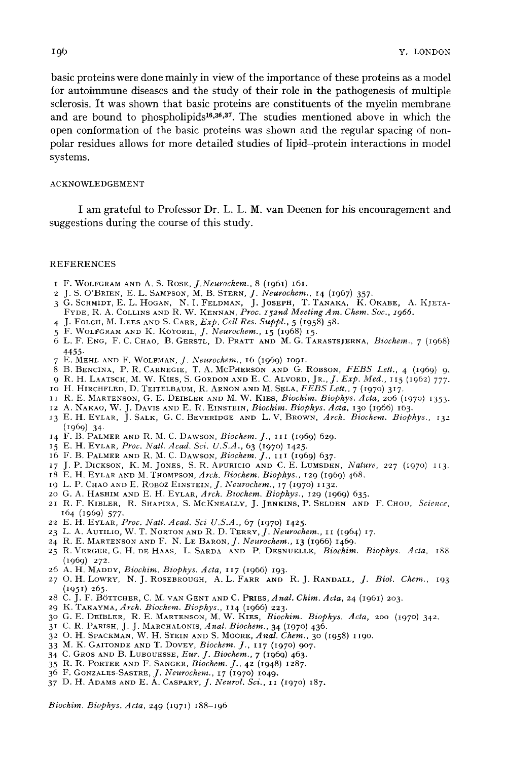basic proteins were done mainly in view of the importance of these proteins as a model for autoimmune diseases and the study of their role in the pathogenesis of multiple sclerosis. It was shown that basic proteins are constituents of the myelin membrane and are bound to phospholipids[16,36,37]. The studies mentioned above in which the open conformation of the basic proteins was shown and the regular spacing of non-polar residues allows for more detailed studies of lipid–protein interactions in model systems.

## ACKNOWLEDGEMENT

I am grateful to Professor Dr. L. L. M. van Deenen for his encouragement and suggestions during the course of this study.

## REFERENCES

1. F. Wolfgram and A. S. Rose, *J. Neurochem.*, 8 (1961) 161.
2. J. S. O'Brien, E. L. Sampson, M. B. Stern, *J. Neurochem.*, 14 (1967) 357.
3. G. Schmidt, E. L. Hogan, N. I. Feldman, J. Joseph, T. Tanaka, K. Okabe, A. Kjeta-Fyde, R. A. Collins and R. W. Kennan, *Proc. 152nd Meeting Am. Chem. Soc., 1966.*
4. J. Folch, M. Lees and S. Carr, *Exp. Cell Res. Suppl.*, 5 (1958) 58.
5. F. Wolfgram and K. Kotoril, *J. Neurochem.*, 15 (1968) 15.
6. L. F. Eng, F. C. Chao, B. Gerstl, D. Pratt and M. G. Tarastsjerna, *Biochem.*, 7 (1968) 4455.
7. E. Mehl and F. Wolfman, *J. Neurochem.*, 16 (1969) 1091.
8. B. Bencina, P. R. Carnegie, T. A. McPherson and G. Robson, *FEBS Lett.*, 4 (1969) 9.
9. R. H. Laatsch, M. W. Kies, S. Gordon and E. C. Alvord, Jr., *J. Exp. Med.*, 115 (1962) 777.
10. H. Hirchfled, D. Teitelbaum, R. Arnon and M. Sela, *FEBS Lett.*, 7 (1970) 317.
11. R. E. Martenson, G. E. Deibler and M. W. Kies, *Biochim. Biophys. Acta*, 206 (1970) 1353.
12. A. Nakao, W. J. Davis and E. R. Einstein, *Biochim. Biophys. Acta*, 130 (1966) 163.
13. E. H. Eylar, J. Salk, G. C. Beveridge and L. V. Brown, *Arch. Biochem. Biophys.*, 132 (1969) 34.
14. F. B. Palmer and R. M. C. Dawson, *Biochem. J.*, 111 (1969) 629.
15. E. H. Eylar, *Proc. Natl. Acad. Sci. U.S.A.*, 63 (1970) 1425.
16. F. B. Palmer and R. M. C. Dawson, *Biochem. J.*, 111 (1969) 637.
17. J. P. Dickson, K. M. Jones, S. R. Apuricio and C. E. Lumsden, *Nature*, 227 (1970) 113.
18. E. H. Eylar and M. Thompson, *Arch. Biochem. Biophys.*, 129 (1969) 468.
19. L. P. Chao and E. Roboz Einstein, *J. Neurochem.*, 17 (1970) 1132.
20. G. A. Hashim and E. H. Eylar, *Arch. Biochem. Biophys.*, 129 (1969) 635.
21. R. F. Kibler, R. Shapira, S. McKneally, J. Jenkins, P. Selden and F. Chou, *Science*, 164 (1969) 577.
22. E. H. Eylar, *Proc. Natl. Acad. Sci U.S.A.*, 67 (1970) 1425.
23. L. A. Autilio, W. T. Norton and R. D. Terry, *J. Neurochem.*, 11 (1964) 17.
24. R. E. Martenson and F. N. Le Baron, *J. Neurochem.*, 13 (1966) 1469.
25. R. Verger, G. H. de Haas, L. Sarda and P. Desnuelle, *Biochim. Biophys. Acta*, 188 (1969) 272.
26. A. H. Maddy, *Biochim. Biophys. Acta*, 117 (1966) 193.
27. O. H. Lowry, N. J. Rosebrough, A. L. Farr and R. J. Randall, *J. Biol. Chem.*, 193 (1951) 265.
28. C. J. F. Böttcher, C. M. van Gent and C. Pries, *Anal. Chim. Acta*, 24 (1961) 203.
29. K. Takayma, *Arch. Biochem. Biophys.*, 114 (1966) 223.
30. G. E. Deibler, R. E. Martenson, M. W. Kies, *Biochim. Biophys. Acta*, 200 (1970) 342.
31. C. R. Parish, J. J. Marchalonis, *Anal. Biochem.*, 34 (1970) 436.
32. O. H. Spackman, W. H. Stein and S. Moore, *Anal. Chem.*, 30 (1958) 1190.
33. M. K. Gaitonde and T. Dovey, *Biochem. J.*, 117 (1970) 907.
34. C. Gros and B. Lubouesse, *Eur. J. Biochem.*, 7 (1969) 463.
35. R. R. Porter and F. Sanger, *Biochem. J.*, 42 (1948) 1287.
36. F. Gonzales-Sastre, *J. Neurochem.*, 17 (1970) 1049.
37. D. H. Adams and E. A. Caspary, *J. Neurol. Sci.*, 11 (1970) 187.